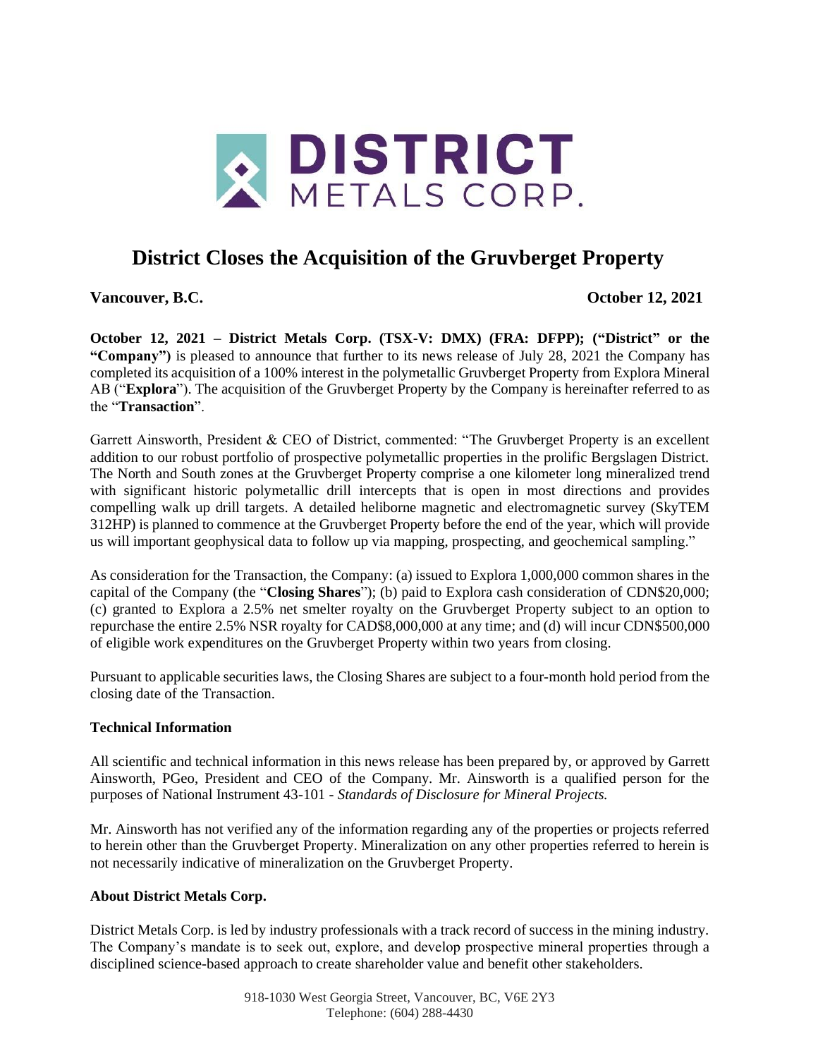DISTRICT METALS CORP.

# District Closes the Acquisition of the Gruvberget Property

**Vancouver, B.C.** **October 12, 2021**

**October 12, 2021 – District Metals Corp. (TSX-V: DMX) (FRA: DFPP); ("District" or the "Company")** is pleased to announce that further to its news release of July 28, 2021 the Company has completed its acquisition of a 100% interest in the polymetallic Gruvberget Property from Explora Mineral AB ("**Explora**"). The acquisition of the Gruvberget Property by the Company is hereinafter referred to as the "**Transaction**".

Garrett Ainsworth, President & CEO of District, commented: "The Gruvberget Property is an excellent addition to our robust portfolio of prospective polymetallic properties in the prolific Bergslagen District. The North and South zones at the Gruvberget Property comprise a one kilometer long mineralized trend with significant historic polymetallic drill intercepts that is open in most directions and provides compelling walk up drill targets. A detailed heliborne magnetic and electromagnetic survey (SkyTEM 312HP) is planned to commence at the Gruvberget Property before the end of the year, which will provide us will important geophysical data to follow up via mapping, prospecting, and geochemical sampling."

As consideration for the Transaction, the Company: (a) issued to Explora 1,000,000 common shares in the capital of the Company (the "**Closing Shares**"); (b) paid to Explora cash consideration of CDN$20,000; (c) granted to Explora a 2.5% net smelter royalty on the Gruvberget Property subject to an option to repurchase the entire 2.5% NSR royalty for CAD$8,000,000 at any time; and (d) will incur CDN$500,000 of eligible work expenditures on the Gruvberget Property within two years from closing.

Pursuant to applicable securities laws, the Closing Shares are subject to a four-month hold period from the closing date of the Transaction.

## Technical Information

All scientific and technical information in this news release has been prepared by, or approved by Garrett Ainsworth, PGeo, President and CEO of the Company. Mr. Ainsworth is a qualified person for the purposes of National Instrument 43-101 - *Standards of Disclosure for Mineral Projects.*

Mr. Ainsworth has not verified any of the information regarding any of the properties or projects referred to herein other than the Gruvberget Property. Mineralization on any other properties referred to herein is not necessarily indicative of mineralization on the Gruvberget Property.

## About District Metals Corp.

District Metals Corp. is led by industry professionals with a track record of success in the mining industry. The Company's mandate is to seek out, explore, and develop prospective mineral properties through a disciplined science-based approach to create shareholder value and benefit other stakeholders.

918-1030 West Georgia Street, Vancouver, BC, V6E 2Y3
Telephone: (604) 288-4430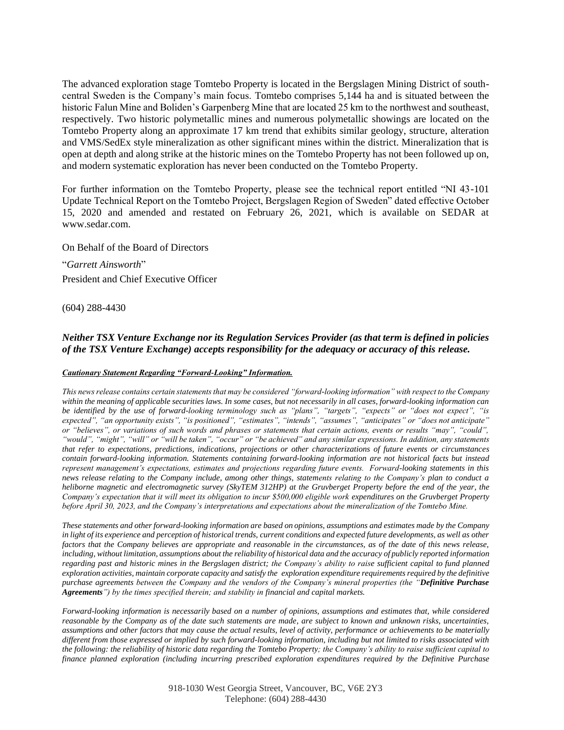The advanced exploration stage Tomtebo Property is located in the Bergslagen Mining District of south-central Sweden is the Company's main focus. Tomtebo comprises 5,144 ha and is situated between the historic Falun Mine and Boliden's Garpenberg Mine that are located 25 km to the northwest and southeast, respectively. Two historic polymetallic mines and numerous polymetallic showings are located on the Tomtebo Property along an approximate 17 km trend that exhibits similar geology, structure, alteration and VMS/SedEx style mineralization as other significant mines within the district. Mineralization that is open at depth and along strike at the historic mines on the Tomtebo Property has not been followed up on, and modern systematic exploration has never been conducted on the Tomtebo Property.

For further information on the Tomtebo Property, please see the technical report entitled "NI 43-101 Update Technical Report on the Tomtebo Project, Bergslagen Region of Sweden" dated effective October 15, 2020 and amended and restated on February 26, 2021, which is available on SEDAR at www.sedar.com.

On Behalf of the Board of Directors

"*Garrett Ainsworth*"

President and Chief Executive Officer

(604) 288-4430

***Neither TSX Venture Exchange nor its Regulation Services Provider (as that term is defined in policies of the TSX Venture Exchange) accepts responsibility for the adequacy or accuracy of this release.***

***Cautionary Statement Regarding "Forward-Looking" Information.***

*This news release contains certain statements that may be considered "forward-looking information" with respect to the Company within the meaning of applicable securities laws. In some cases, but not necessarily in all cases, forward-looking information can be identified by the use of forward-looking terminology such as "plans", "targets", "expects" or "does not expect", "is expected", "an opportunity exists", "is positioned", "estimates", "intends", "assumes", "anticipates" or "does not anticipate" or "believes", or variations of such words and phrases or statements that certain actions, events or results "may", "could", "would", "might", "will" or "will be taken", "occur" or "be achieved" and any similar expressions. In addition, any statements that refer to expectations, predictions, indications, projections or other characterizations of future events or circumstances contain forward-looking information. Statements containing forward-looking information are not historical facts but instead represent management's expectations, estimates and projections regarding future events. Forward-looking statements in this news release relating to the Company include, among other things, statements relating to the Company's plan to conduct a heliborne magnetic and electromagnetic survey (SkyTEM 312HP) at the Gruvberget Property before the end of the year, the Company's expectation that it will meet its obligation to incur $500,000 eligible work expenditures on the Gruvberget Property before April 30, 2023, and the Company's interpretations and expectations about the mineralization of the Tomtebo Mine.*

*These statements and other forward-looking information are based on opinions, assumptions and estimates made by the Company in light of its experience and perception of historical trends, current conditions and expected future developments, as well as other factors that the Company believes are appropriate and reasonable in the circumstances, as of the date of this news release, including, without limitation, assumptions about the reliability of historical data and the accuracy of publicly reported information regarding past and historic mines in the Bergslagen district; the Company's ability to raise sufficient capital to fund planned exploration activities, maintain corporate capacity and satisfy the exploration expenditure requirements required by the definitive purchase agreements between the Company and the vendors of the Company's mineral properties (the "**Definitive Purchase Agreements**") by the times specified therein; and stability in financial and capital markets.*

*Forward-looking information is necessarily based on a number of opinions, assumptions and estimates that, while considered reasonable by the Company as of the date such statements are made, are subject to known and unknown risks, uncertainties, assumptions and other factors that may cause the actual results, level of activity, performance or achievements to be materially different from those expressed or implied by such forward-looking information, including but not limited to risks associated with the following: the reliability of historic data regarding the Tomtebo Property; the Company's ability to raise sufficient capital to finance planned exploration (including incurring prescribed exploration expenditures required by the Definitive Purchase*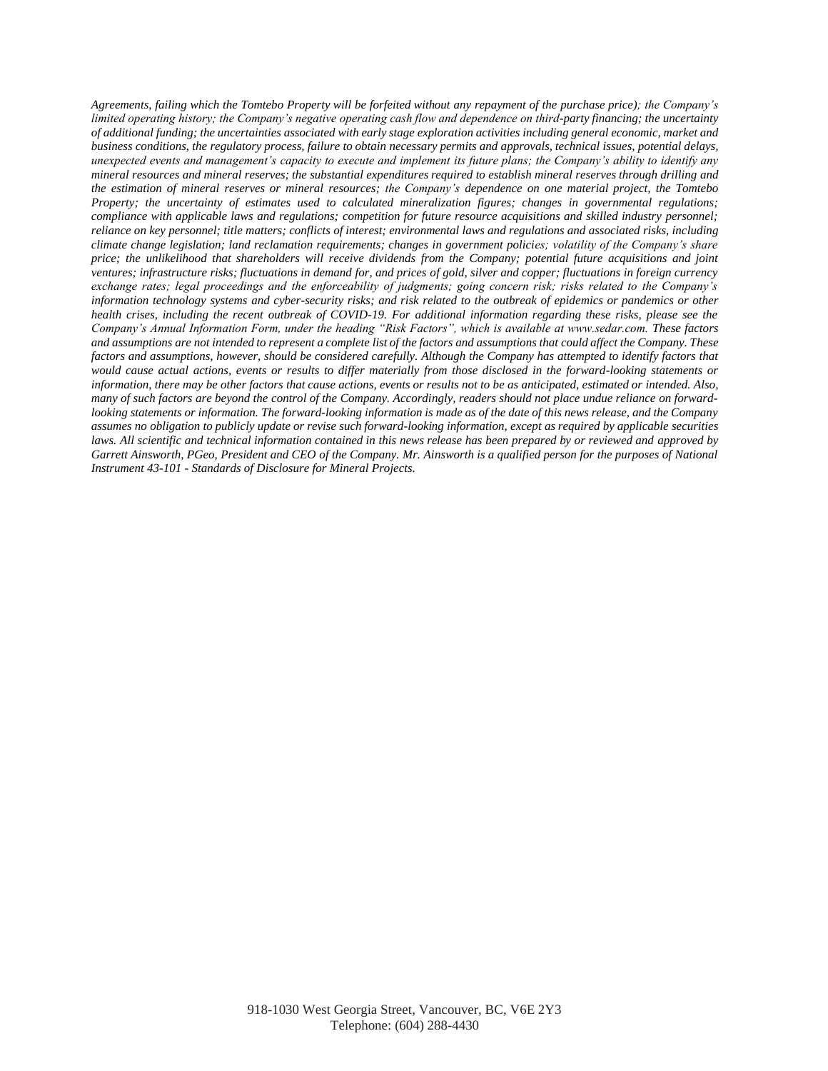*Agreements, failing which the Tomtebo Property will be forfeited without any repayment of the purchase price); the Company's limited operating history; the Company's negative operating cash flow and dependence on third-party financing; the uncertainty of additional funding; the uncertainties associated with early stage exploration activities including general economic, market and business conditions, the regulatory process, failure to obtain necessary permits and approvals, technical issues, potential delays, unexpected events and management's capacity to execute and implement its future plans; the Company's ability to identify any mineral resources and mineral reserves; the substantial expenditures required to establish mineral reserves through drilling and the estimation of mineral reserves or mineral resources; the Company's dependence on one material project, the Tomtebo Property; the uncertainty of estimates used to calculated mineralization figures; changes in governmental regulations; compliance with applicable laws and regulations; competition for future resource acquisitions and skilled industry personnel; reliance on key personnel; title matters; conflicts of interest; environmental laws and regulations and associated risks, including climate change legislation; land reclamation requirements; changes in government policies; volatility of the Company's share price; the unlikelihood that shareholders will receive dividends from the Company; potential future acquisitions and joint ventures; infrastructure risks; fluctuations in demand for, and prices of gold, silver and copper; fluctuations in foreign currency exchange rates; legal proceedings and the enforceability of judgments; going concern risk; risks related to the Company's information technology systems and cyber-security risks; and risk related to the outbreak of epidemics or pandemics or other health crises, including the recent outbreak of COVID-19. For additional information regarding these risks, please see the Company's Annual Information Form, under the heading "Risk Factors", which is available at www.sedar.com. These factors and assumptions are not intended to represent a complete list of the factors and assumptions that could affect the Company. These factors and assumptions, however, should be considered carefully. Although the Company has attempted to identify factors that would cause actual actions, events or results to differ materially from those disclosed in the forward-looking statements or information, there may be other factors that cause actions, events or results not to be as anticipated, estimated or intended. Also, many of such factors are beyond the control of the Company. Accordingly, readers should not place undue reliance on forward-looking statements or information. The forward-looking information is made as of the date of this news release, and the Company assumes no obligation to publicly update or revise such forward-looking information, except as required by applicable securities laws. All scientific and technical information contained in this news release has been prepared by or reviewed and approved by Garrett Ainsworth, PGeo, President and CEO of the Company. Mr. Ainsworth is a qualified person for the purposes of National Instrument 43-101 - Standards of Disclosure for Mineral Projects.*

918-1030 West Georgia Street, Vancouver, BC, V6E 2Y3
Telephone: (604) 288-4430